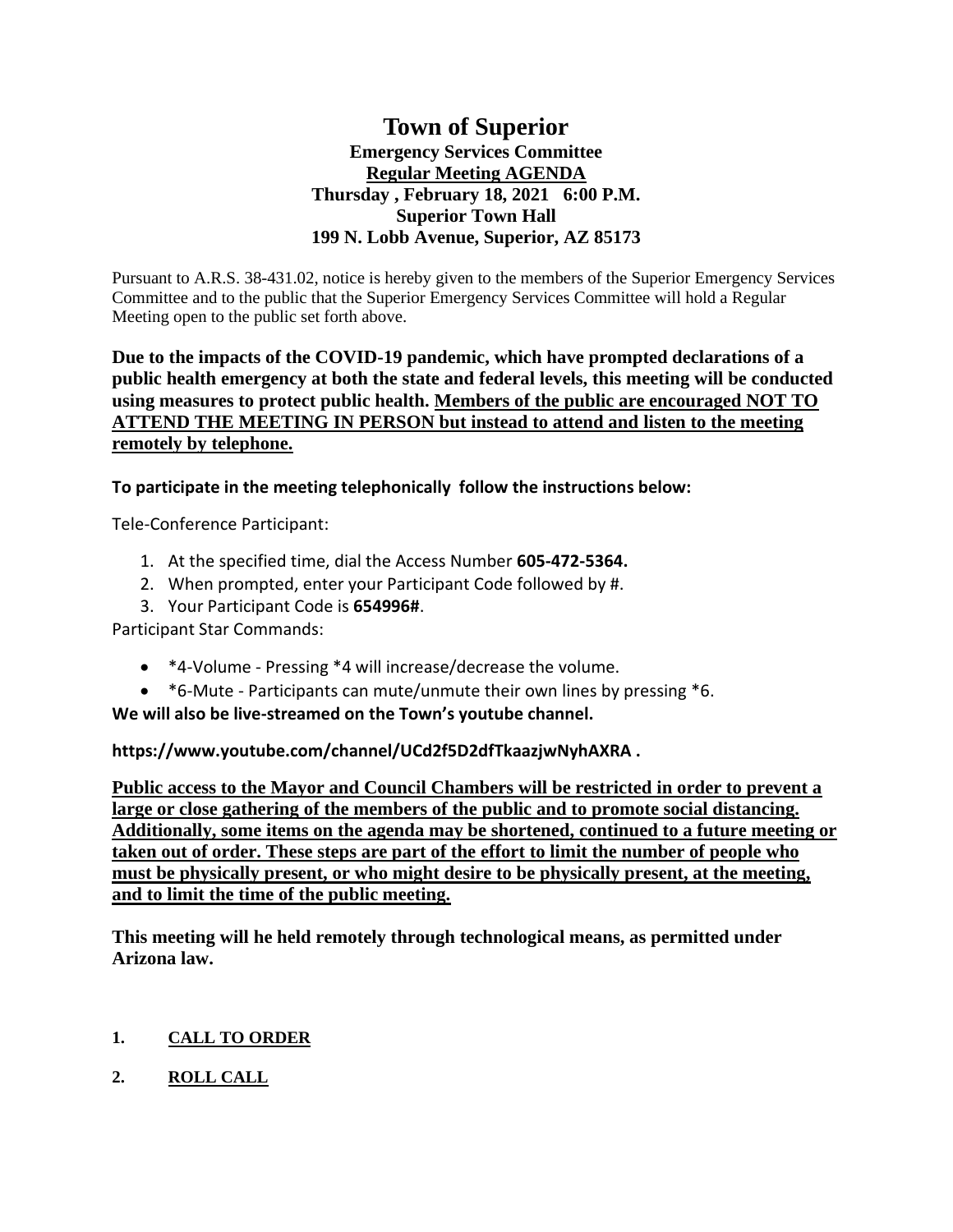# Town of Superior

**Emergency Services Committee**
**Regular Meeting AGENDA**
**Thursday , February 18, 2021 6:00 P.M.**
**Superior Town Hall**
**199 N. Lobb Avenue, Superior, AZ 85173**

Pursuant to A.R.S. 38-431.02, notice is hereby given to the members of the Superior Emergency Services Committee and to the public that the Superior Emergency Services Committee will hold a Regular Meeting open to the public set forth above.

**Due to the impacts of the COVID-19 pandemic, which have prompted declarations of a public health emergency at both the state and federal levels, this meeting will be conducted using measures to protect public health. Members of the public are encouraged NOT TO ATTEND THE MEETING IN PERSON but instead to attend and listen to the meeting remotely by telephone.**

**To participate in the meeting telephonically follow the instructions below:**

Tele-Conference Participant:

1. At the specified time, dial the Access Number **605-472-5364.**
2. When prompted, enter your Participant Code followed by #.
3. Your Participant Code is **654996#**.

Participant Star Commands:

- *4-Volume - Pressing *4 will increase/decrease the volume.
- *6-Mute - Participants can mute/unmute their own lines by pressing *6.

**We will also be live-streamed on the Town's youtube channel.**

**https://www.youtube.com/channel/UCd2f5D2dfTkaazjwNyhAXRA .**

**Public access to the Mayor and Council Chambers will be restricted in order to prevent a large or close gathering of the members of the public and to promote social distancing. Additionally, some items on the agenda may be shortened, continued to a future meeting or taken out of order. These steps are part of the effort to limit the number of people who must be physically present, or who might desire to be physically present, at the meeting, and to limit the time of the public meeting.**

**This meeting will he held remotely through technological means, as permitted under Arizona law.**

**1. CALL TO ORDER**

**2. ROLL CALL**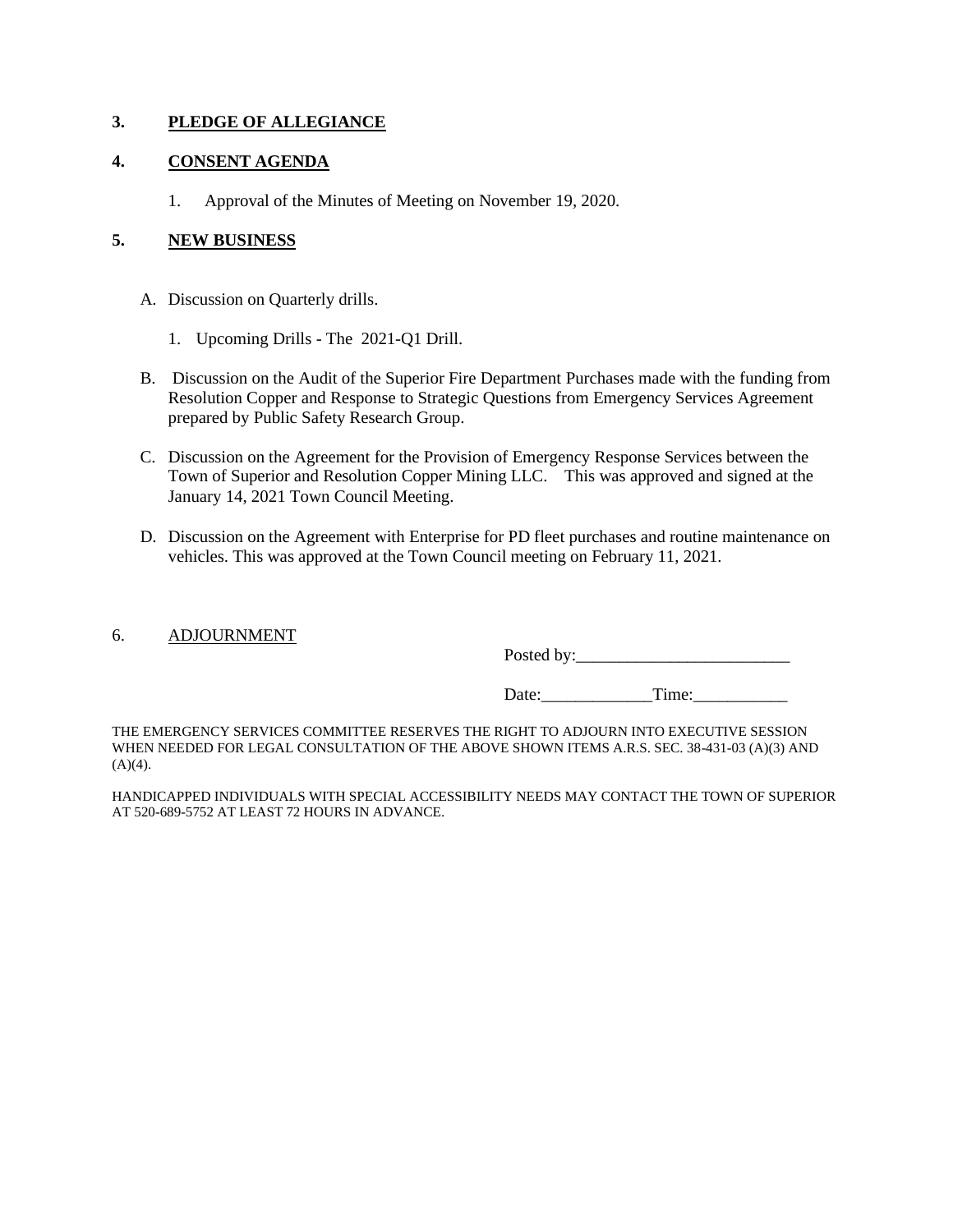**3. PLEDGE OF ALLEGIANCE**

**4. CONSENT AGENDA**

1. Approval of the Minutes of Meeting on November 19, 2020.

**5. NEW BUSINESS**

A. Discussion on Quarterly drills.

   1. Upcoming Drills - The 2021-Q1 Drill.

B. Discussion on the Audit of the Superior Fire Department Purchases made with the funding from Resolution Copper and Response to Strategic Questions from Emergency Services Agreement prepared by Public Safety Research Group.

C. Discussion on the Agreement for the Provision of Emergency Response Services between the Town of Superior and Resolution Copper Mining LLC. This was approved and signed at the January 14, 2021 Town Council Meeting.

D. Discussion on the Agreement with Enterprise for PD fleet purchases and routine maintenance on vehicles. This was approved at the Town Council meeting on February 11, 2021.

6. ADJOURNMENT

Posted by:_________________________

Date:_____________Time:___________

THE EMERGENCY SERVICES COMMITTEE RESERVES THE RIGHT TO ADJOURN INTO EXECUTIVE SESSION WHEN NEEDED FOR LEGAL CONSULTATION OF THE ABOVE SHOWN ITEMS A.R.S. SEC. 38-431-03 (A)(3) AND (A)(4).

HANDICAPPED INDIVIDUALS WITH SPECIAL ACCESSIBILITY NEEDS MAY CONTACT THE TOWN OF SUPERIOR AT 520-689-5752 AT LEAST 72 HOURS IN ADVANCE.